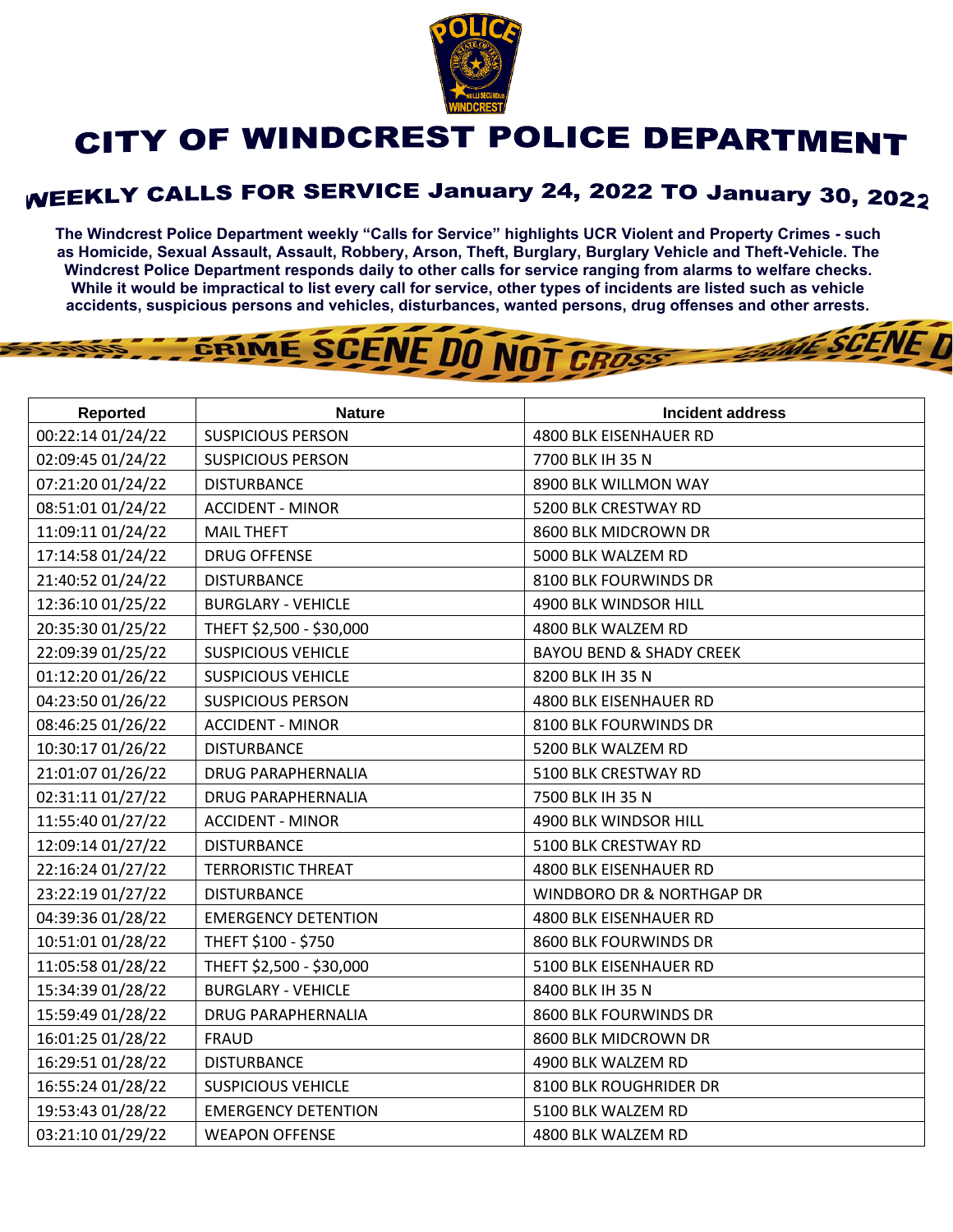# CITY OF WINDCREST POLICE DEPARTMENT

## WEEKLY CALLS FOR SERVICE January 24, 2022 TO January 30, 2022

**The Windcrest Police Department weekly "Calls for Service" highlights UCR Violent and Property Crimes - such as Homicide, Sexual Assault, Assault, Robbery, Arson, Theft, Burglary, Burglary Vehicle and Theft-Vehicle. The Windcrest Police Department responds daily to other calls for service ranging from alarms to welfare checks. While it would be impractical to list every call for service, other types of incidents are listed such as vehicle accidents, suspicious persons and vehicles, disturbances, wanted persons, drug offenses and other arrests.**

| Reported | Nature | Incident address |
|---|---|---|
| 00:22:14 01/24/22 | SUSPICIOUS PERSON | 4800 BLK EISENHAUER RD |
| 02:09:45 01/24/22 | SUSPICIOUS PERSON | 7700 BLK IH 35 N |
| 07:21:20 01/24/22 | DISTURBANCE | 8900 BLK WILLMON WAY |
| 08:51:01 01/24/22 | ACCIDENT - MINOR | 5200 BLK CRESTWAY RD |
| 11:09:11 01/24/22 | MAIL THEFT | 8600 BLK MIDCROWN DR |
| 17:14:58 01/24/22 | DRUG OFFENSE | 5000 BLK WALZEM RD |
| 21:40:52 01/24/22 | DISTURBANCE | 8100 BLK FOURWINDS DR |
| 12:36:10 01/25/22 | BURGLARY - VEHICLE | 4900 BLK WINDSOR HILL |
| 20:35:30 01/25/22 | THEFT $2,500 - $30,000 | 4800 BLK WALZEM RD |
| 22:09:39 01/25/22 | SUSPICIOUS VEHICLE | BAYOU BEND & SHADY CREEK |
| 01:12:20 01/26/22 | SUSPICIOUS VEHICLE | 8200 BLK IH 35 N |
| 04:23:50 01/26/22 | SUSPICIOUS PERSON | 4800 BLK EISENHAUER RD |
| 08:46:25 01/26/22 | ACCIDENT - MINOR | 8100 BLK FOURWINDS DR |
| 10:30:17 01/26/22 | DISTURBANCE | 5200 BLK WALZEM RD |
| 21:01:07 01/26/22 | DRUG PARAPHERNALIA | 5100 BLK CRESTWAY RD |
| 02:31:11 01/27/22 | DRUG PARAPHERNALIA | 7500 BLK IH 35 N |
| 11:55:40 01/27/22 | ACCIDENT - MINOR | 4900 BLK WINDSOR HILL |
| 12:09:14 01/27/22 | DISTURBANCE | 5100 BLK CRESTWAY RD |
| 22:16:24 01/27/22 | TERRORISTIC THREAT | 4800 BLK EISENHAUER RD |
| 23:22:19 01/27/22 | DISTURBANCE | WINDBORO DR & NORTHGAP DR |
| 04:39:36 01/28/22 | EMERGENCY DETENTION | 4800 BLK EISENHAUER RD |
| 10:51:01 01/28/22 | THEFT $100 - $750 | 8600 BLK FOURWINDS DR |
| 11:05:58 01/28/22 | THEFT $2,500 - $30,000 | 5100 BLK EISENHAUER RD |
| 15:34:39 01/28/22 | BURGLARY - VEHICLE | 8400 BLK IH 35 N |
| 15:59:49 01/28/22 | DRUG PARAPHERNALIA | 8600 BLK FOURWINDS DR |
| 16:01:25 01/28/22 | FRAUD | 8600 BLK MIDCROWN DR |
| 16:29:51 01/28/22 | DISTURBANCE | 4900 BLK WALZEM RD |
| 16:55:24 01/28/22 | SUSPICIOUS VEHICLE | 8100 BLK ROUGHRIDER DR |
| 19:53:43 01/28/22 | EMERGENCY DETENTION | 5100 BLK WALZEM RD |
| 03:21:10 01/29/22 | WEAPON OFFENSE | 4800 BLK WALZEM RD |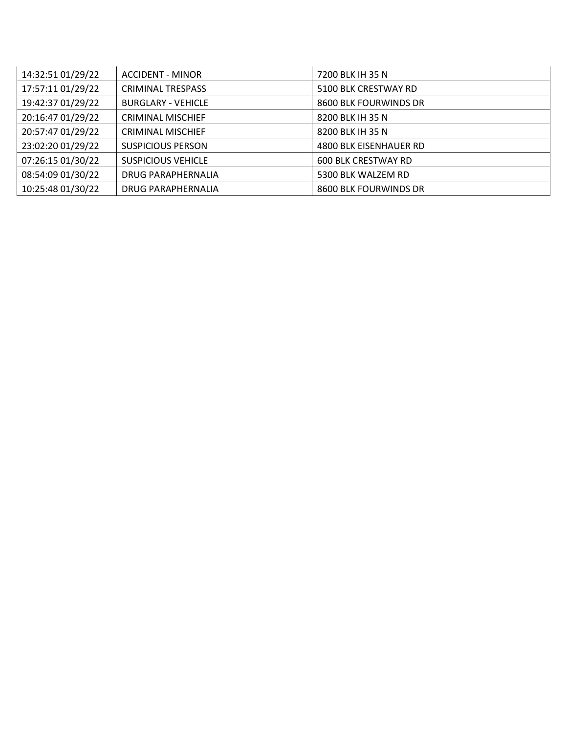| | | |
|---|---|---|
| 14:32:51 01/29/22 | ACCIDENT - MINOR | 7200 BLK IH 35 N |
| 17:57:11 01/29/22 | CRIMINAL TRESPASS | 5100 BLK CRESTWAY RD |
| 19:42:37 01/29/22 | BURGLARY - VEHICLE | 8600 BLK FOURWINDS DR |
| 20:16:47 01/29/22 | CRIMINAL MISCHIEF | 8200 BLK IH 35 N |
| 20:57:47 01/29/22 | CRIMINAL MISCHIEF | 8200 BLK IH 35 N |
| 23:02:20 01/29/22 | SUSPICIOUS PERSON | 4800 BLK EISENHAUER RD |
| 07:26:15 01/30/22 | SUSPICIOUS VEHICLE | 600 BLK CRESTWAY RD |
| 08:54:09 01/30/22 | DRUG PARAPHERNALIA | 5300 BLK WALZEM RD |
| 10:25:48 01/30/22 | DRUG PARAPHERNALIA | 8600 BLK FOURWINDS DR |